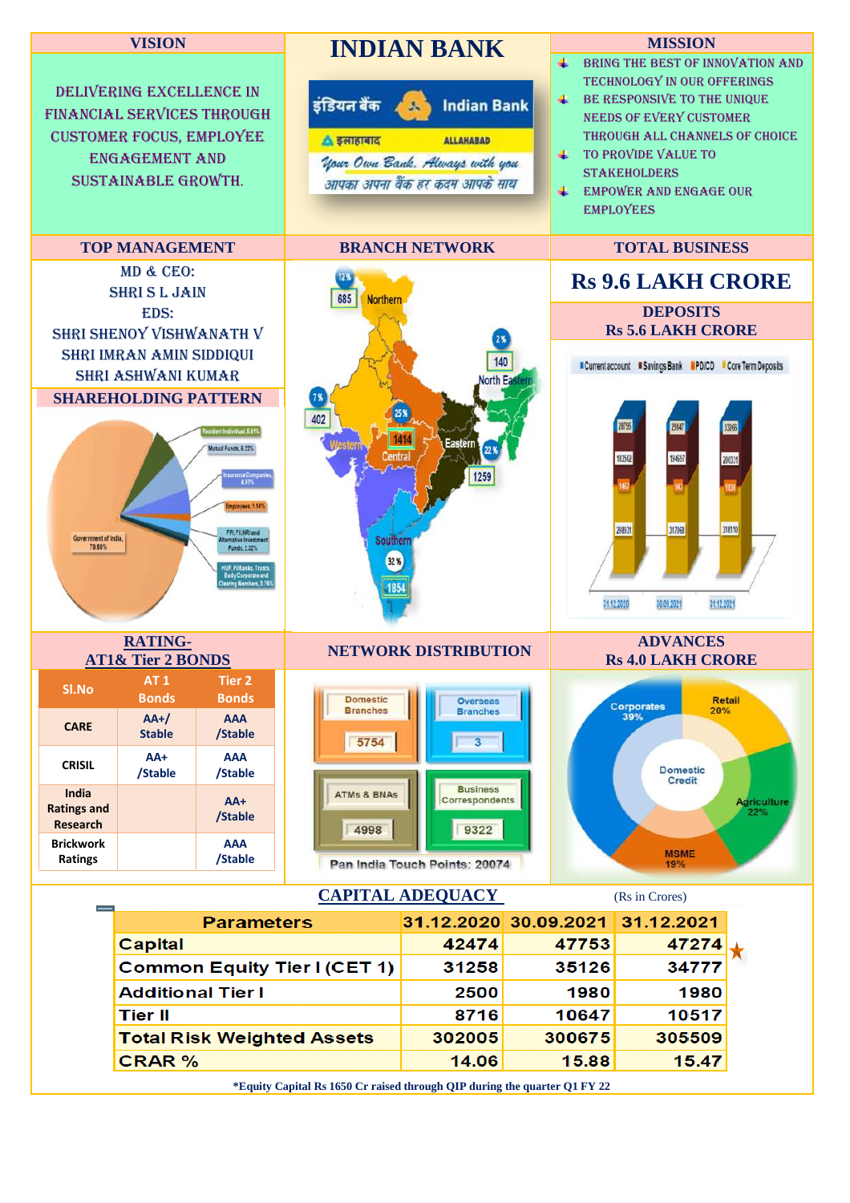# INDIAN BANK

## VISION

DELIVERING EXCELLENCE IN FINANCIAL SERVICES THROUGH CUSTOMER FOCUS, EMPLOYEE ENGAGEMENT AND SUSTAINABLE GROWTH.

इंडियन बैंक Indian Bank

इलाहाबाद ALLAHABAD

*Your Own Bank. Always with you*

आपका अपना बैंक हर कदम आपके साथ

## MISSION

- BRING THE BEST OF INNOVATION AND TECHNOLOGY IN OUR OFFERINGS
- BE RESPONSIVE TO THE UNIQUE NEEDS OF EVERY CUSTOMER THROUGH ALL CHANNELS OF CHOICE
- TO PROVIDE VALUE TO STAKEHOLDERS
- EMPOWER AND ENGAGE OUR EMPLOYEES

## TOP MANAGEMENT

MD & CEO:
SHRI S L JAIN

EDS:
SHRI SHENOY VISHWANATH V
SHRI IMRAN AMIN SIDDIQUI
SHRI ASHWANI KUMAR

## SHAREHOLDING PATTERN

- Government of India, 79.86%
- Resident Individual, 5.61%
- Mutual Funds, 6.22%
- Insurance Companies, 4.07%
- Employees, 1.14%
- FPI, FII, NRI and Alternative Investment Funds, 2.32%
- HUF, FIBanks, Trusts, Body Corporate and Clearing Members, 0.78%

## BRANCH NETWORK

| Region | Branches | Share |
|---|---|---|
| Northern | 685 | 12% |
| North Eastern | 140 | 2% |
| Western | 402 | 7% |
| Central | 1414 | 25% |
| Eastern | 1259 | 22% |
| Southern | 1854 | 32% |

## TOTAL BUSINESS

### Rs 9.6 LAKH CRORE

### DEPOSITS
Rs 5.6 LAKH CRORE

| | 31.12.2020 | 30.09.2021 | 31.12.2021 |
|---|---|---|---|
| Current account | 28795 | 29947 | 33266 |
| Savings Bank | 183502 | 194657 | 200311 |
| PD/CD | 1467 | 943 | 1830 |
| Core Term Deposits | 298031 | 317068 | 318110 |

## RATING- AT1& Tier 2 BONDS

| Sl.No | AT 1 Bonds | Tier 2 Bonds |
|---|---|---|
| CARE | AA+/ Stable | AAA /Stable |
| CRISIL | AA+ /Stable | AAA /Stable |
| India Ratings and Research | | AA+ /Stable |
| Brickwork Ratings | | AAA /Stable |

## NETWORK DISTRIBUTION

| Domestic Branches | Overseas Branches | ATMs & BNAs | Business Correspondents |
|---|---|---|---|
| 5754 | 3 | 4998 | 9322 |

Pan India Touch Points: 20074

## ADVANCES
Rs 4.0 LAKH CRORE

Domestic Credit:
- Corporates 39%
- Retail 20%
- Agriculture 22%
- MSME 19%

## CAPITAL ADEQUACY

(Rs in Crores)

| Parameters | 31.12.2020 | 30.09.2021 | 31.12.2021 |
|---|---|---|---|
| Capital | 42474 | 47753 | 47274 ★ |
| Common Equity Tier I (CET 1) | 31258 | 35126 | 34777 |
| Additional Tier I | 2500 | 1980 | 1980 |
| Tier II | 8716 | 10647 | 10517 |
| Total Risk Weighted Assets | 302005 | 300675 | 305509 |
| CRAR % | 14.06 | 15.88 | 15.47 |

**\*Equity Capital Rs 1650 Cr raised through QIP during the quarter Q1 FY 22**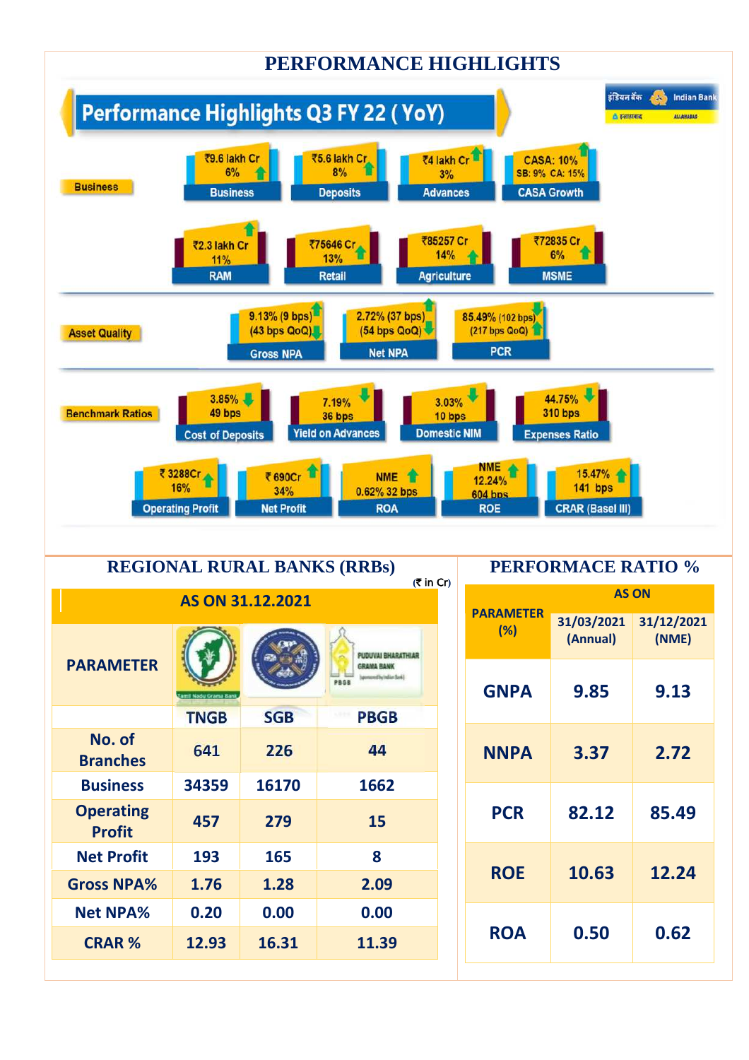# PERFORMANCE HIGHLIGHTS

## Performance Highlights Q3 FY 22 ( YoY)

इंडियन बैंक Indian Bank
इलाहाबाद ALLAHABAD

**Business**

- ₹9.6 lakh Cr 6% — Business
- ₹5.6 lakh Cr 8% — Deposits
- ₹4 lakh Cr 3% — Advances
- CASA: 10% SB: 9% CA: 15% — CASA Growth
- ₹2.3 lakh Cr 11% — RAM
- ₹75646 Cr 13% — Retail
- ₹85257 Cr 14% — Agriculture
- ₹72835 Cr 6% — MSME

**Asset Quality**

- 9.13% (9 bps) (43 bps QoQ) — Gross NPA
- 2.72% (37 bps) (54 bps QoQ) — Net NPA
- 85.49% (102 bps) (217 bps QoQ) — PCR

**Benchmark Ratios**

- 3.85% 49 bps — Cost of Deposits
- 7.19% 36 bps — Yield on Advances
- 3.03% 10 bps — Domestic NIM
- 44.75% 310 bps — Expenses Ratio
- ₹ 3288Cr 16% — Operating Profit
- ₹ 690Cr 34% — Net Profit
- NME 0.62% 32 bps — ROA
- NME 12.24% 604 bps — ROE
- 15.47% 141 bps — CRAR (Basel III)

## REGIONAL RURAL BANKS (RRBs)

(₹ in Cr)

| PARAMETER | AS ON 31.12.2021 | | |
|---|---|---|---|
| | TNGB | SGB | PBGB |
| No. of Branches | 641 | 226 | 44 |
| Business | 34359 | 16170 | 1662 |
| Operating Profit | 457 | 279 | 15 |
| Net Profit | 193 | 165 | 8 |
| Gross NPA% | 1.76 | 1.28 | 2.09 |
| Net NPA% | 0.20 | 0.00 | 0.00 |
| CRAR % | 12.93 | 16.31 | 11.39 |

## PERFORMACE RATIO %

| PARAMETER (%) | AS ON | |
|---|---|---|
| | 31/03/2021 (Annual) | 31/12/2021 (NME) |
| GNPA | 9.85 | 9.13 |
| NNPA | 3.37 | 2.72 |
| PCR | 82.12 | 85.49 |
| ROE | 10.63 | 12.24 |
| ROA | 0.50 | 0.62 |